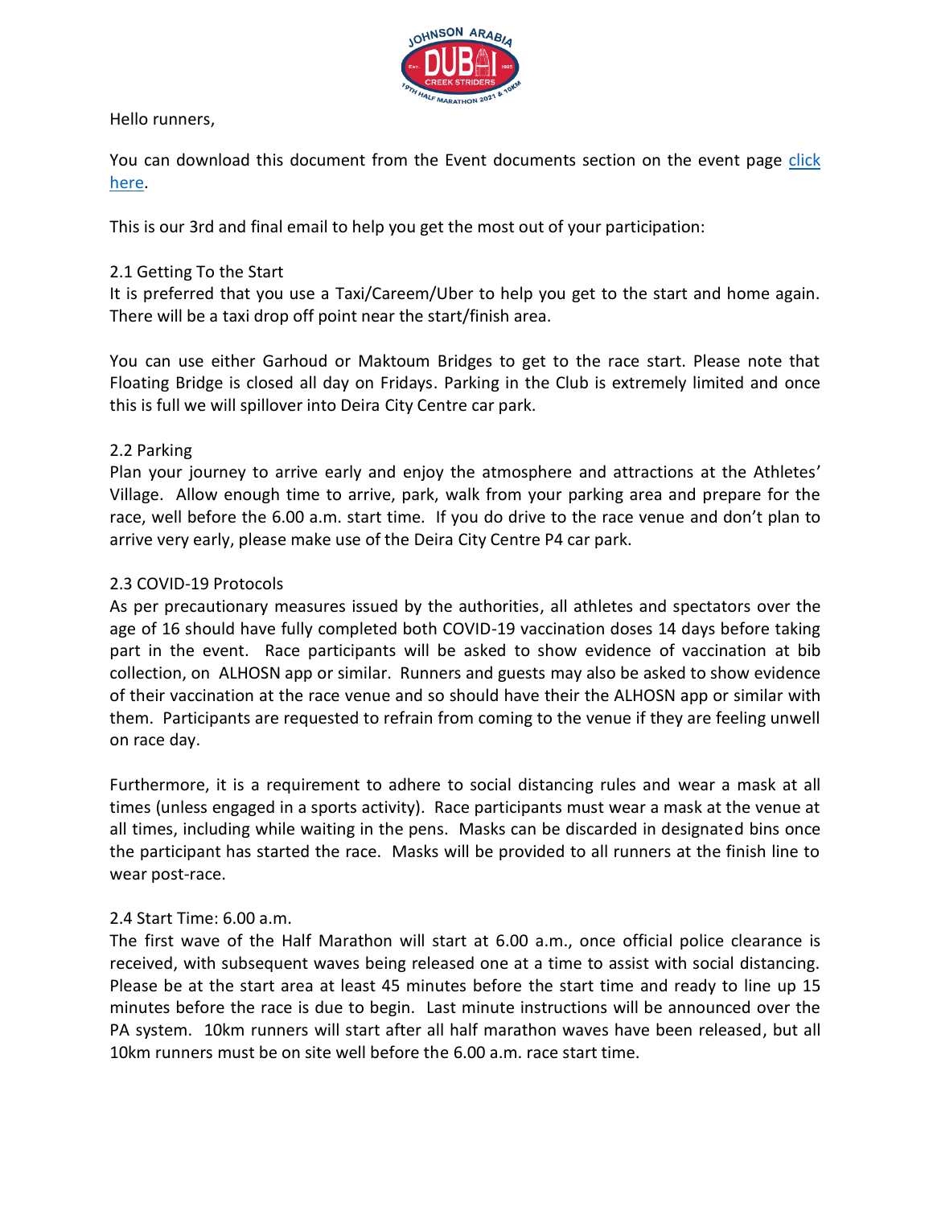Hello runners,

You can download this document from the Event documents section on the event page [click here](#).

This is our 3rd and final email to help you get the most out of your participation:

## 2.1 Getting To the Start

It is preferred that you use a Taxi/Careem/Uber to help you get to the start and home again. There will be a taxi drop off point near the start/finish area.

You can use either Garhoud or Maktoum Bridges to get to the race start. Please note that Floating Bridge is closed all day on Fridays. Parking in the Club is extremely limited and once this is full we will spillover into Deira City Centre car park.

## 2.2 Parking

Plan your journey to arrive early and enjoy the atmosphere and attractions at the Athletes' Village. Allow enough time to arrive, park, walk from your parking area and prepare for the race, well before the 6.00 a.m. start time. If you do drive to the race venue and don't plan to arrive very early, please make use of the Deira City Centre P4 car park.

## 2.3 COVID-19 Protocols

As per precautionary measures issued by the authorities, all athletes and spectators over the age of 16 should have fully completed both COVID-19 vaccination doses 14 days before taking part in the event. Race participants will be asked to show evidence of vaccination at bib collection, on ALHOSN app or similar. Runners and guests may also be asked to show evidence of their vaccination at the race venue and so should have their the ALHOSN app or similar with them. Participants are requested to refrain from coming to the venue if they are feeling unwell on race day.

Furthermore, it is a requirement to adhere to social distancing rules and wear a mask at all times (unless engaged in a sports activity). Race participants must wear a mask at the venue at all times, including while waiting in the pens. Masks can be discarded in designated bins once the participant has started the race. Masks will be provided to all runners at the finish line to wear post-race.

## 2.4 Start Time: 6.00 a.m.

The first wave of the Half Marathon will start at 6.00 a.m., once official police clearance is received, with subsequent waves being released one at a time to assist with social distancing. Please be at the start area at least 45 minutes before the start time and ready to line up 15 minutes before the race is due to begin. Last minute instructions will be announced over the PA system. 10km runners will start after all half marathon waves have been released, but all 10km runners must be on site well before the 6.00 a.m. race start time.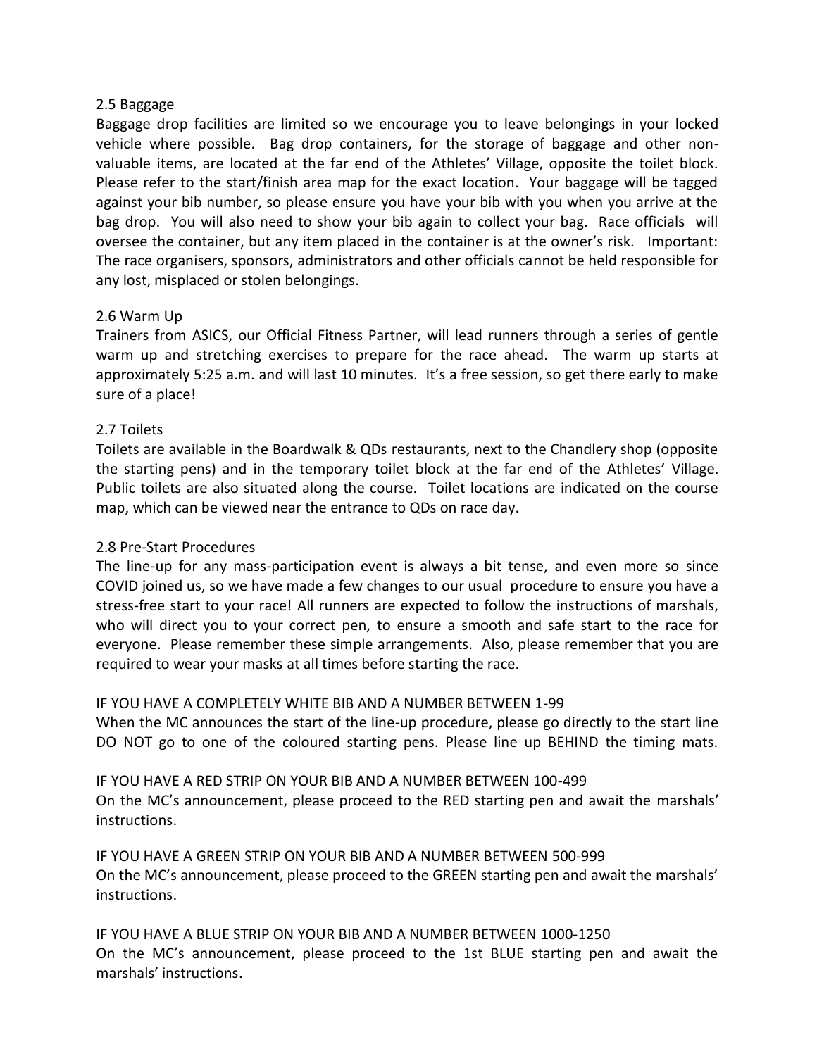## 2.5 Baggage

Baggage drop facilities are limited so we encourage you to leave belongings in your locked vehicle where possible. Bag drop containers, for the storage of baggage and other non-valuable items, are located at the far end of the Athletes' Village, opposite the toilet block. Please refer to the start/finish area map for the exact location. Your baggage will be tagged against your bib number, so please ensure you have your bib with you when you arrive at the bag drop. You will also need to show your bib again to collect your bag. Race officials will oversee the container, but any item placed in the container is at the owner's risk. Important: The race organisers, sponsors, administrators and other officials cannot be held responsible for any lost, misplaced or stolen belongings.

## 2.6 Warm Up

Trainers from ASICS, our Official Fitness Partner, will lead runners through a series of gentle warm up and stretching exercises to prepare for the race ahead. The warm up starts at approximately 5:25 a.m. and will last 10 minutes. It's a free session, so get there early to make sure of a place!

## 2.7 Toilets

Toilets are available in the Boardwalk & QDs restaurants, next to the Chandlery shop (opposite the starting pens) and in the temporary toilet block at the far end of the Athletes' Village. Public toilets are also situated along the course. Toilet locations are indicated on the course map, which can be viewed near the entrance to QDs on race day.

## 2.8 Pre-Start Procedures

The line-up for any mass-participation event is always a bit tense, and even more so since COVID joined us, so we have made a few changes to our usual procedure to ensure you have a stress-free start to your race! All runners are expected to follow the instructions of marshals, who will direct you to your correct pen, to ensure a smooth and safe start to the race for everyone. Please remember these simple arrangements. Also, please remember that you are required to wear your masks at all times before starting the race.

IF YOU HAVE A COMPLETELY WHITE BIB AND A NUMBER BETWEEN 1-99
When the MC announces the start of the line-up procedure, please go directly to the start line DO NOT go to one of the coloured starting pens. Please line up BEHIND the timing mats.

IF YOU HAVE A RED STRIP ON YOUR BIB AND A NUMBER BETWEEN 100-499
On the MC's announcement, please proceed to the RED starting pen and await the marshals' instructions.

IF YOU HAVE A GREEN STRIP ON YOUR BIB AND A NUMBER BETWEEN 500-999
On the MC's announcement, please proceed to the GREEN starting pen and await the marshals' instructions.

IF YOU HAVE A BLUE STRIP ON YOUR BIB AND A NUMBER BETWEEN 1000-1250
On the MC's announcement, please proceed to the 1st BLUE starting pen and await the marshals' instructions.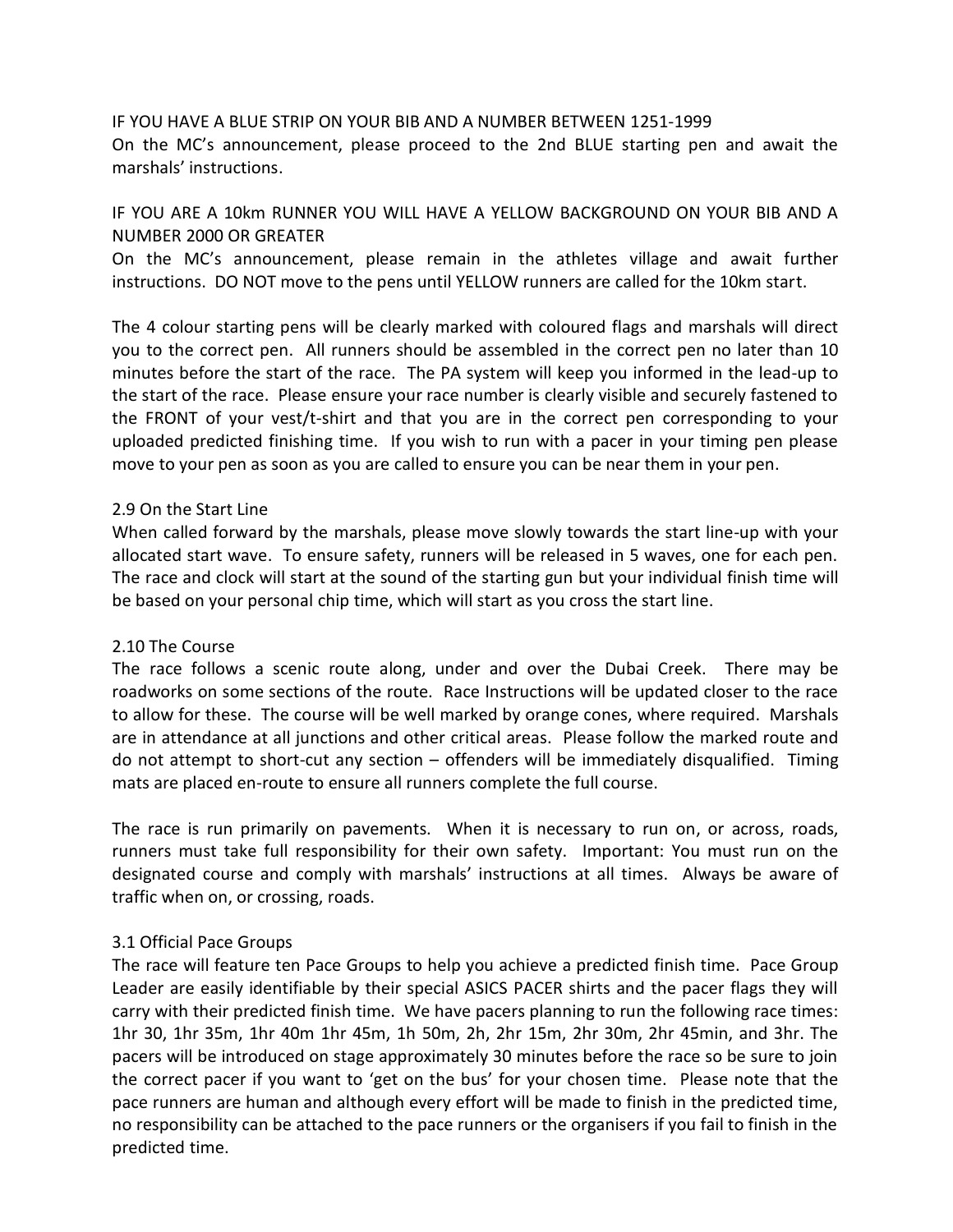IF YOU HAVE A BLUE STRIP ON YOUR BIB AND A NUMBER BETWEEN 1251-1999

On the MC's announcement, please proceed to the 2nd BLUE starting pen and await the marshals' instructions.

IF YOU ARE A 10km RUNNER YOU WILL HAVE A YELLOW BACKGROUND ON YOUR BIB AND A NUMBER 2000 OR GREATER

On the MC's announcement, please remain in the athletes village and await further instructions. DO NOT move to the pens until YELLOW runners are called for the 10km start.

The 4 colour starting pens will be clearly marked with coloured flags and marshals will direct you to the correct pen. All runners should be assembled in the correct pen no later than 10 minutes before the start of the race. The PA system will keep you informed in the lead-up to the start of the race. Please ensure your race number is clearly visible and securely fastened to the FRONT of your vest/t-shirt and that you are in the correct pen corresponding to your uploaded predicted finishing time. If you wish to run with a pacer in your timing pen please move to your pen as soon as you are called to ensure you can be near them in your pen.

## 2.9 On the Start Line

When called forward by the marshals, please move slowly towards the start line-up with your allocated start wave. To ensure safety, runners will be released in 5 waves, one for each pen. The race and clock will start at the sound of the starting gun but your individual finish time will be based on your personal chip time, which will start as you cross the start line.

## 2.10 The Course

The race follows a scenic route along, under and over the Dubai Creek. There may be roadworks on some sections of the route. Race Instructions will be updated closer to the race to allow for these. The course will be well marked by orange cones, where required. Marshals are in attendance at all junctions and other critical areas. Please follow the marked route and do not attempt to short-cut any section – offenders will be immediately disqualified. Timing mats are placed en-route to ensure all runners complete the full course.

The race is run primarily on pavements. When it is necessary to run on, or across, roads, runners must take full responsibility for their own safety. Important: You must run on the designated course and comply with marshals' instructions at all times. Always be aware of traffic when on, or crossing, roads.

## 3.1 Official Pace Groups

The race will feature ten Pace Groups to help you achieve a predicted finish time. Pace Group Leader are easily identifiable by their special ASICS PACER shirts and the pacer flags they will carry with their predicted finish time. We have pacers planning to run the following race times: 1hr 30, 1hr 35m, 1hr 40m 1hr 45m, 1h 50m, 2h, 2hr 15m, 2hr 30m, 2hr 45min, and 3hr. The pacers will be introduced on stage approximately 30 minutes before the race so be sure to join the correct pacer if you want to 'get on the bus' for your chosen time. Please note that the pace runners are human and although every effort will be made to finish in the predicted time, no responsibility can be attached to the pace runners or the organisers if you fail to finish in the predicted time.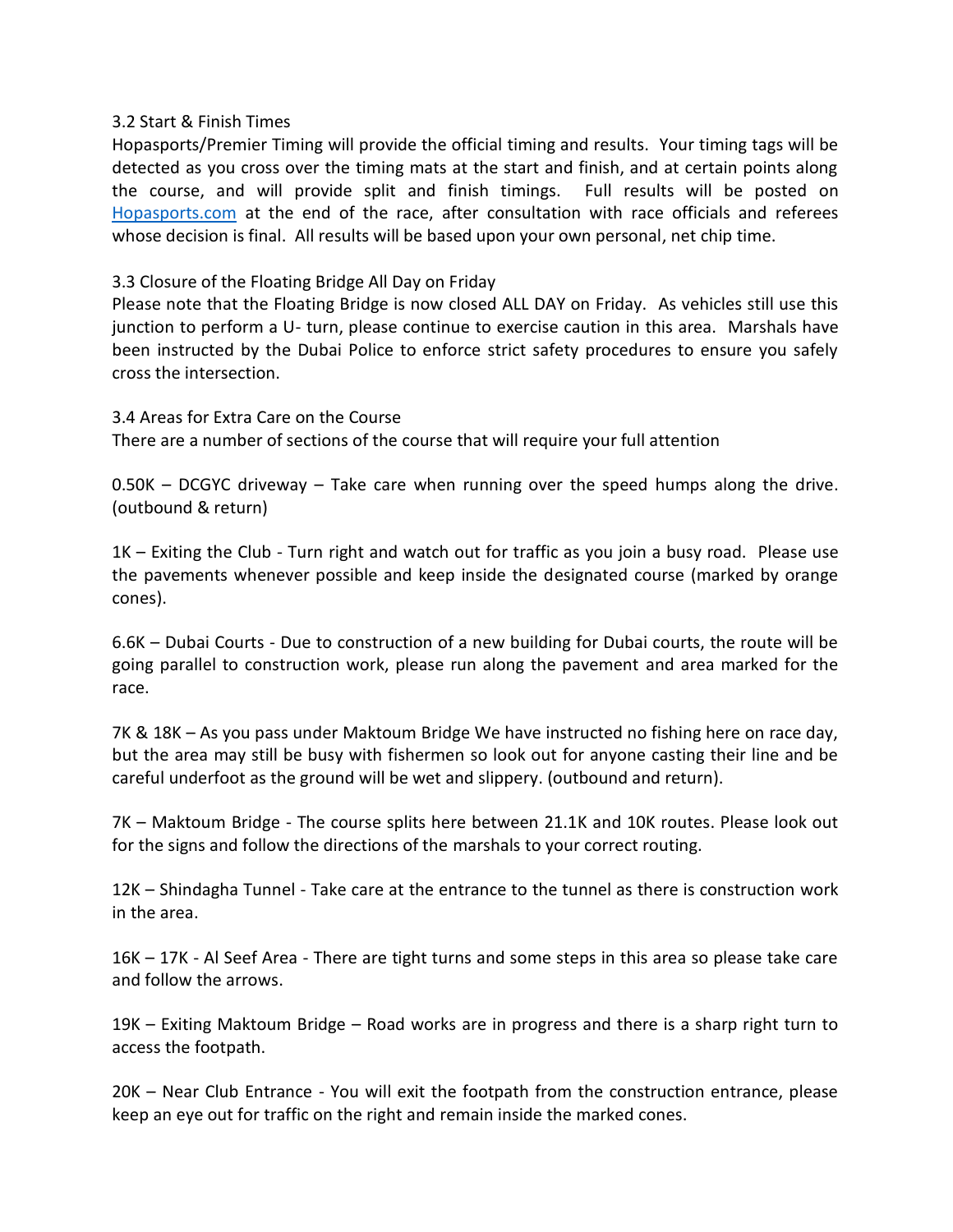### 3.2 Start & Finish Times

Hopasports/Premier Timing will provide the official timing and results. Your timing tags will be detected as you cross over the timing mats at the start and finish, and at certain points along the course, and will provide split and finish timings. Full results will be posted on [Hopasports.com](Hopasports.com) at the end of the race, after consultation with race officials and referees whose decision is final. All results will be based upon your own personal, net chip time.

### 3.3 Closure of the Floating Bridge All Day on Friday

Please note that the Floating Bridge is now closed ALL DAY on Friday. As vehicles still use this junction to perform a U- turn, please continue to exercise caution in this area. Marshals have been instructed by the Dubai Police to enforce strict safety procedures to ensure you safely cross the intersection.

### 3.4 Areas for Extra Care on the Course

There are a number of sections of the course that will require your full attention

0.50K – DCGYC driveway – Take care when running over the speed humps along the drive. (outbound & return)

1K – Exiting the Club - Turn right and watch out for traffic as you join a busy road. Please use the pavements whenever possible and keep inside the designated course (marked by orange cones).

6.6K – Dubai Courts - Due to construction of a new building for Dubai courts, the route will be going parallel to construction work, please run along the pavement and area marked for the race.

7K & 18K – As you pass under Maktoum Bridge We have instructed no fishing here on race day, but the area may still be busy with fishermen so look out for anyone casting their line and be careful underfoot as the ground will be wet and slippery. (outbound and return).

7K – Maktoum Bridge - The course splits here between 21.1K and 10K routes. Please look out for the signs and follow the directions of the marshals to your correct routing.

12K – Shindagha Tunnel - Take care at the entrance to the tunnel as there is construction work in the area.

16K – 17K - Al Seef Area - There are tight turns and some steps in this area so please take care and follow the arrows.

19K – Exiting Maktoum Bridge – Road works are in progress and there is a sharp right turn to access the footpath.

20K – Near Club Entrance - You will exit the footpath from the construction entrance, please keep an eye out for traffic on the right and remain inside the marked cones.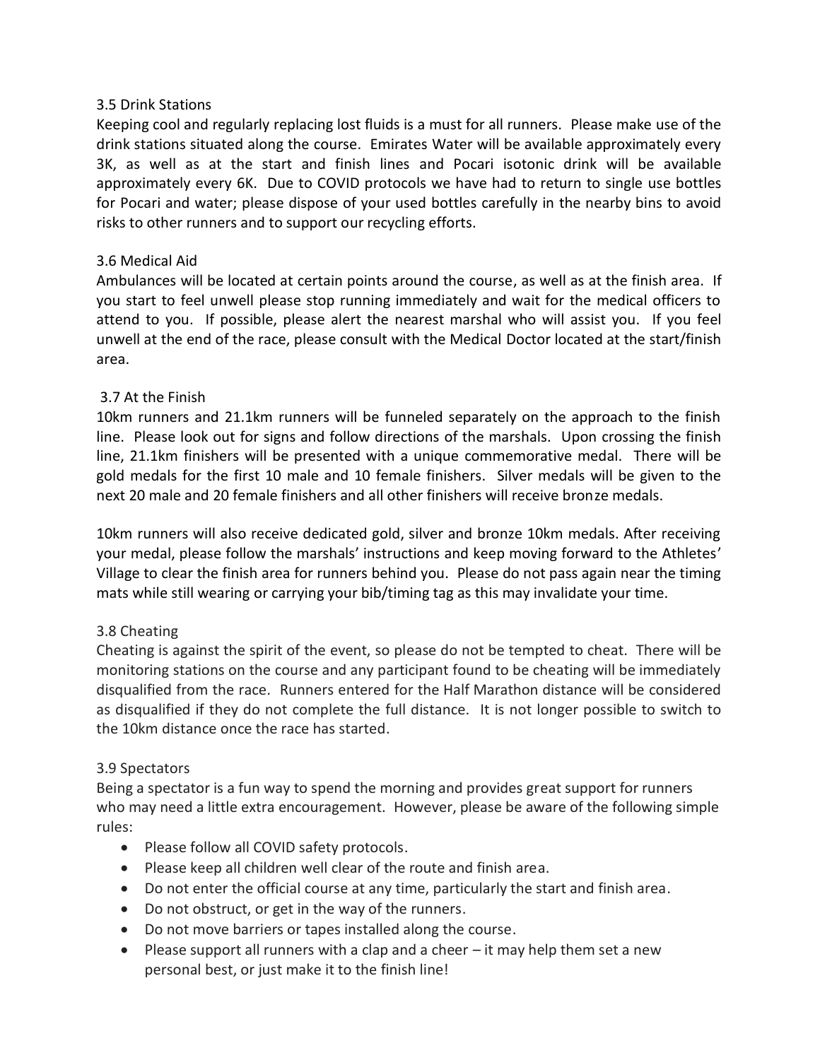### 3.5 Drink Stations

Keeping cool and regularly replacing lost fluids is a must for all runners. Please make use of the drink stations situated along the course. Emirates Water will be available approximately every 3K, as well as at the start and finish lines and Pocari isotonic drink will be available approximately every 6K. Due to COVID protocols we have had to return to single use bottles for Pocari and water; please dispose of your used bottles carefully in the nearby bins to avoid risks to other runners and to support our recycling efforts.

### 3.6 Medical Aid

Ambulances will be located at certain points around the course, as well as at the finish area. If you start to feel unwell please stop running immediately and wait for the medical officers to attend to you. If possible, please alert the nearest marshal who will assist you. If you feel unwell at the end of the race, please consult with the Medical Doctor located at the start/finish area.

### 3.7 At the Finish

10km runners and 21.1km runners will be funneled separately on the approach to the finish line. Please look out for signs and follow directions of the marshals. Upon crossing the finish line, 21.1km finishers will be presented with a unique commemorative medal. There will be gold medals for the first 10 male and 10 female finishers. Silver medals will be given to the next 20 male and 20 female finishers and all other finishers will receive bronze medals.

10km runners will also receive dedicated gold, silver and bronze 10km medals. After receiving your medal, please follow the marshals' instructions and keep moving forward to the Athletes' Village to clear the finish area for runners behind you. Please do not pass again near the timing mats while still wearing or carrying your bib/timing tag as this may invalidate your time.

### 3.8 Cheating

Cheating is against the spirit of the event, so please do not be tempted to cheat. There will be monitoring stations on the course and any participant found to be cheating will be immediately disqualified from the race. Runners entered for the Half Marathon distance will be considered as disqualified if they do not complete the full distance. It is not longer possible to switch to the 10km distance once the race has started.

### 3.9 Spectators

Being a spectator is a fun way to spend the morning and provides great support for runners who may need a little extra encouragement. However, please be aware of the following simple rules:

- Please follow all COVID safety protocols.
- Please keep all children well clear of the route and finish area.
- Do not enter the official course at any time, particularly the start and finish area.
- Do not obstruct, or get in the way of the runners.
- Do not move barriers or tapes installed along the course.
- Please support all runners with a clap and a cheer – it may help them set a new personal best, or just make it to the finish line!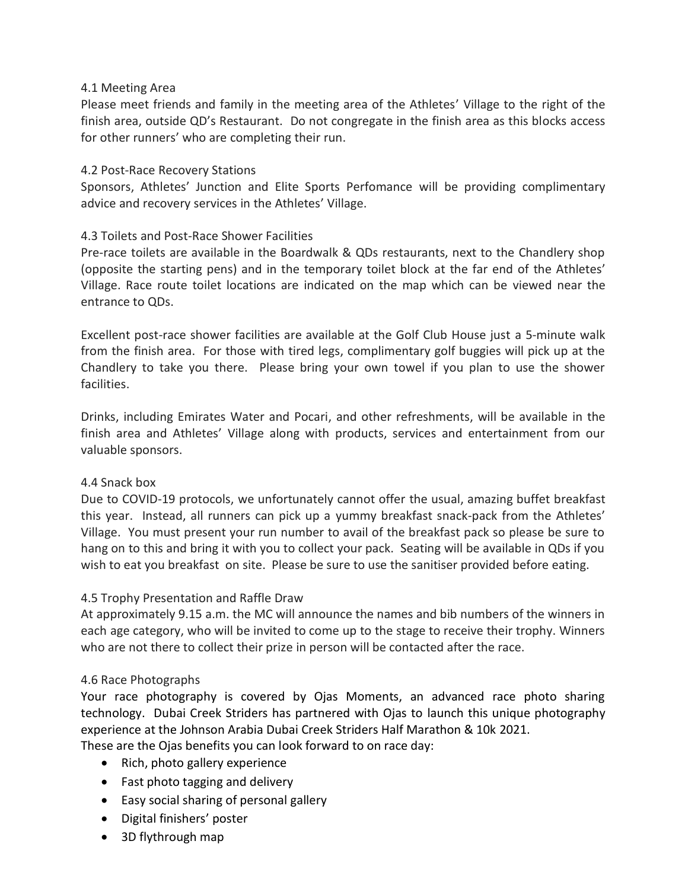### 4.1 Meeting Area

Please meet friends and family in the meeting area of the Athletes' Village to the right of the finish area, outside QD's Restaurant. Do not congregate in the finish area as this blocks access for other runners' who are completing their run.

### 4.2 Post-Race Recovery Stations

Sponsors, Athletes' Junction and Elite Sports Perfomance will be providing complimentary advice and recovery services in the Athletes' Village.

### 4.3 Toilets and Post-Race Shower Facilities

Pre-race toilets are available in the Boardwalk & QDs restaurants, next to the Chandlery shop (opposite the starting pens) and in the temporary toilet block at the far end of the Athletes' Village. Race route toilet locations are indicated on the map which can be viewed near the entrance to QDs.

Excellent post-race shower facilities are available at the Golf Club House just a 5-minute walk from the finish area. For those with tired legs, complimentary golf buggies will pick up at the Chandlery to take you there. Please bring your own towel if you plan to use the shower facilities.

Drinks, including Emirates Water and Pocari, and other refreshments, will be available in the finish area and Athletes' Village along with products, services and entertainment from our valuable sponsors.

### 4.4 Snack box

Due to COVID-19 protocols, we unfortunately cannot offer the usual, amazing buffet breakfast this year. Instead, all runners can pick up a yummy breakfast snack-pack from the Athletes' Village. You must present your run number to avail of the breakfast pack so please be sure to hang on to this and bring it with you to collect your pack. Seating will be available in QDs if you wish to eat you breakfast on site. Please be sure to use the sanitiser provided before eating.

### 4.5 Trophy Presentation and Raffle Draw

At approximately 9.15 a.m. the MC will announce the names and bib numbers of the winners in each age category, who will be invited to come up to the stage to receive their trophy. Winners who are not there to collect their prize in person will be contacted after the race.

### 4.6 Race Photographs

Your race photography is covered by Ojas Moments, an advanced race photo sharing technology. Dubai Creek Striders has partnered with Ojas to launch this unique photography experience at the Johnson Arabia Dubai Creek Striders Half Marathon & 10k 2021.

These are the Ojas benefits you can look forward to on race day:

- Rich, photo gallery experience
- Fast photo tagging and delivery
- Easy social sharing of personal gallery
- Digital finishers' poster
- 3D flythrough map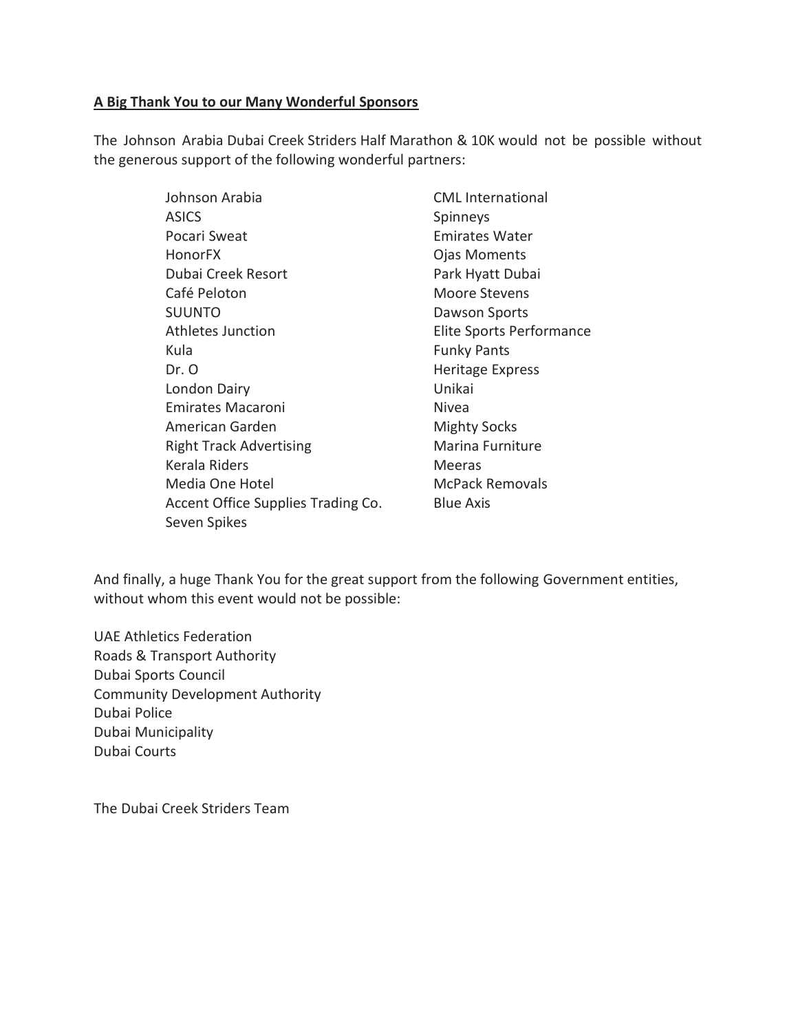**A Big Thank You to our Many Wonderful Sponsors**

The Johnson Arabia Dubai Creek Striders Half Marathon & 10K would not be possible without the generous support of the following wonderful partners:

- Johnson Arabia
- ASICS
- Pocari Sweat
- HonorFX
- Dubai Creek Resort
- Café Peloton
- SUUNTO
- Athletes Junction
- Kula
- Dr. O
- London Dairy
- Emirates Macaroni
- American Garden
- Right Track Advertising
- Kerala Riders
- Media One Hotel
- Accent Office Supplies Trading Co.
- Seven Spikes
- CML International
- Spinneys
- Emirates Water
- Ojas Moments
- Park Hyatt Dubai
- Moore Stevens
- Dawson Sports
- Elite Sports Performance
- Funky Pants
- Heritage Express
- Unikai
- Nivea
- Mighty Socks
- Marina Furniture
- Meeras
- McPack Removals
- Blue Axis

And finally, a huge Thank You for the great support from the following Government entities, without whom this event would not be possible:

UAE Athletics Federation
Roads & Transport Authority
Dubai Sports Council
Community Development Authority
Dubai Police
Dubai Municipality
Dubai Courts

The Dubai Creek Striders Team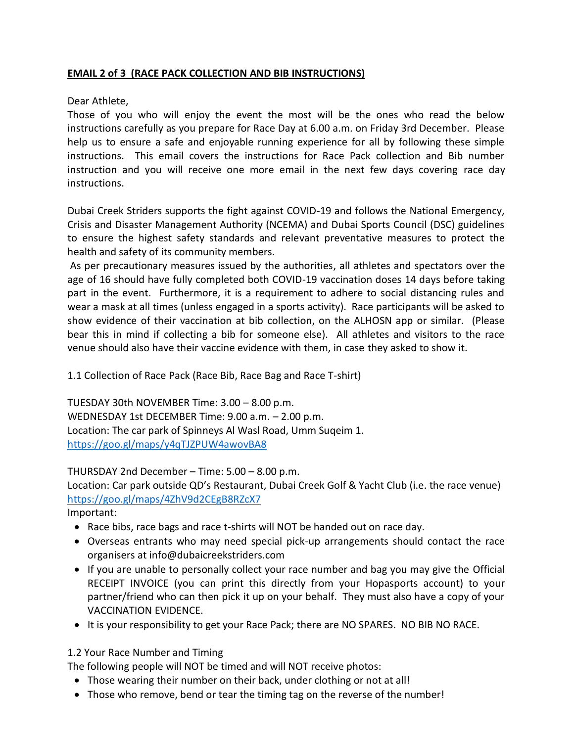**EMAIL 2 of 3 (RACE PACK COLLECTION AND BIB INSTRUCTIONS)**

Dear Athlete,

Those of you who will enjoy the event the most will be the ones who read the below instructions carefully as you prepare for Race Day at 6.00 a.m. on Friday 3rd December. Please help us to ensure a safe and enjoyable running experience for all by following these simple instructions. This email covers the instructions for Race Pack collection and Bib number instruction and you will receive one more email in the next few days covering race day instructions.

Dubai Creek Striders supports the fight against COVID-19 and follows the National Emergency, Crisis and Disaster Management Authority (NCEMA) and Dubai Sports Council (DSC) guidelines to ensure the highest safety standards and relevant preventative measures to protect the health and safety of its community members.

As per precautionary measures issued by the authorities, all athletes and spectators over the age of 16 should have fully completed both COVID-19 vaccination doses 14 days before taking part in the event. Furthermore, it is a requirement to adhere to social distancing rules and wear a mask at all times (unless engaged in a sports activity). Race participants will be asked to show evidence of their vaccination at bib collection, on the ALHOSN app or similar. (Please bear this in mind if collecting a bib for someone else). All athletes and visitors to the race venue should also have their vaccine evidence with them, in case they asked to show it.

1.1 Collection of Race Pack (Race Bib, Race Bag and Race T-shirt)

TUESDAY 30th NOVEMBER Time: 3.00 – 8.00 p.m.
WEDNESDAY 1st DECEMBER Time: 9.00 a.m. – 2.00 p.m.
Location: The car park of Spinneys Al Wasl Road, Umm Suqeim 1.
https://goo.gl/maps/y4qTJZPUW4awovBA8

THURSDAY 2nd December – Time: 5.00 – 8.00 p.m.
Location: Car park outside QD's Restaurant, Dubai Creek Golf & Yacht Club (i.e. the race venue)
https://goo.gl/maps/4ZhV9d2CEgB8RZcX7

Important:

- Race bibs, race bags and race t-shirts will NOT be handed out on race day.
- Overseas entrants who may need special pick-up arrangements should contact the race organisers at info@dubaicreekstriders.com
- If you are unable to personally collect your race number and bag you may give the Official RECEIPT INVOICE (you can print this directly from your Hopasports account) to your partner/friend who can then pick it up on your behalf. They must also have a copy of your VACCINATION EVIDENCE.
- It is your responsibility to get your Race Pack; there are NO SPARES. NO BIB NO RACE.

1.2 Your Race Number and Timing

The following people will NOT be timed and will NOT receive photos:

- Those wearing their number on their back, under clothing or not at all!
- Those who remove, bend or tear the timing tag on the reverse of the number!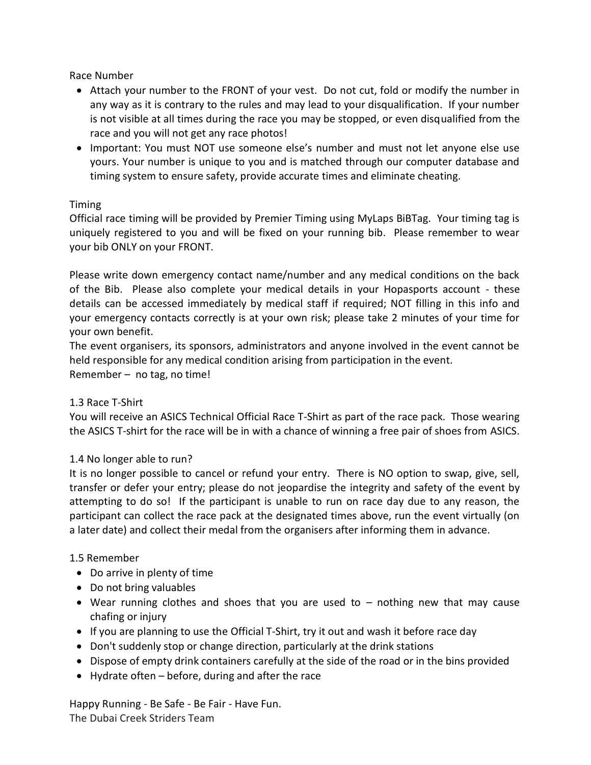### Race Number

- Attach your number to the FRONT of your vest. Do not cut, fold or modify the number in any way as it is contrary to the rules and may lead to your disqualification. If your number is not visible at all times during the race you may be stopped, or even disqualified from the race and you will not get any race photos!
- Important: You must NOT use someone else's number and must not let anyone else use yours. Your number is unique to you and is matched through our computer database and timing system to ensure safety, provide accurate times and eliminate cheating.

### Timing

Official race timing will be provided by Premier Timing using MyLaps BiBTag. Your timing tag is uniquely registered to you and will be fixed on your running bib. Please remember to wear your bib ONLY on your FRONT.

Please write down emergency contact name/number and any medical conditions on the back of the Bib. Please also complete your medical details in your Hopasports account - these details can be accessed immediately by medical staff if required; NOT filling in this info and your emergency contacts correctly is at your own risk; please take 2 minutes of your time for your own benefit.

The event organisers, its sponsors, administrators and anyone involved in the event cannot be held responsible for any medical condition arising from participation in the event.

Remember – no tag, no time!

### 1.3 Race T-Shirt

You will receive an ASICS Technical Official Race T-Shirt as part of the race pack. Those wearing the ASICS T-shirt for the race will be in with a chance of winning a free pair of shoes from ASICS.

### 1.4 No longer able to run?

It is no longer possible to cancel or refund your entry. There is NO option to swap, give, sell, transfer or defer your entry; please do not jeopardise the integrity and safety of the event by attempting to do so! If the participant is unable to run on race day due to any reason, the participant can collect the race pack at the designated times above, run the event virtually (on a later date) and collect their medal from the organisers after informing them in advance.

### 1.5 Remember

- Do arrive in plenty of time
- Do not bring valuables
- Wear running clothes and shoes that you are used to – nothing new that may cause chafing or injury
- If you are planning to use the Official T-Shirt, try it out and wash it before race day
- Don't suddenly stop or change direction, particularly at the drink stations
- Dispose of empty drink containers carefully at the side of the road or in the bins provided
- Hydrate often – before, during and after the race

Happy Running - Be Safe - Be Fair - Have Fun.

The Dubai Creek Striders Team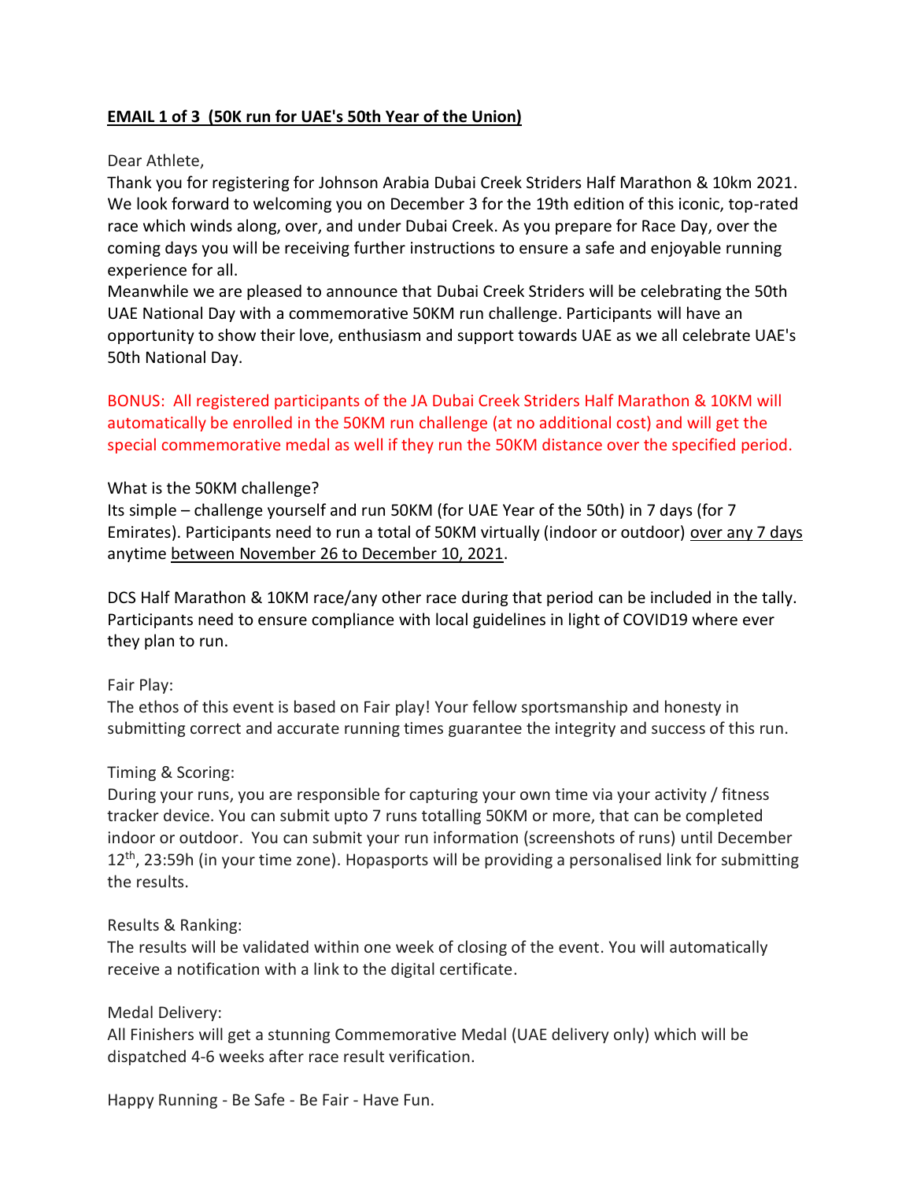**EMAIL 1 of 3 (50K run for UAE's 50th Year of the Union)**

Dear Athlete,
Thank you for registering for Johnson Arabia Dubai Creek Striders Half Marathon & 10km 2021. We look forward to welcoming you on December 3 for the 19th edition of this iconic, top-rated race which winds along, over, and under Dubai Creek. As you prepare for Race Day, over the coming days you will be receiving further instructions to ensure a safe and enjoyable running experience for all.
Meanwhile we are pleased to announce that Dubai Creek Striders will be celebrating the 50th UAE National Day with a commemorative 50KM run challenge. Participants will have an opportunity to show their love, enthusiasm and support towards UAE as we all celebrate UAE's 50th National Day.

BONUS: All registered participants of the JA Dubai Creek Striders Half Marathon & 10KM will automatically be enrolled in the 50KM run challenge (at no additional cost) and will get the special commemorative medal as well if they run the 50KM distance over the specified period.

What is the 50KM challenge?
Its simple – challenge yourself and run 50KM (for UAE Year of the 50th) in 7 days (for 7 Emirates). Participants need to run a total of 50KM virtually (indoor or outdoor) over any 7 days anytime between November 26 to December 10, 2021.

DCS Half Marathon & 10KM race/any other race during that period can be included in the tally. Participants need to ensure compliance with local guidelines in light of COVID19 where ever they plan to run.

Fair Play:
The ethos of this event is based on Fair play! Your fellow sportsmanship and honesty in submitting correct and accurate running times guarantee the integrity and success of this run.

Timing & Scoring:
During your runs, you are responsible for capturing your own time via your activity / fitness tracker device. You can submit upto 7 runs totalling 50KM or more, that can be completed indoor or outdoor. You can submit your run information (screenshots of runs) until December 12th, 23:59h (in your time zone). Hopasports will be providing a personalised link for submitting the results.

Results & Ranking:
The results will be validated within one week of closing of the event. You will automatically receive a notification with a link to the digital certificate.

Medal Delivery:
All Finishers will get a stunning Commemorative Medal (UAE delivery only) which will be dispatched 4-6 weeks after race result verification.

Happy Running - Be Safe - Be Fair - Have Fun.